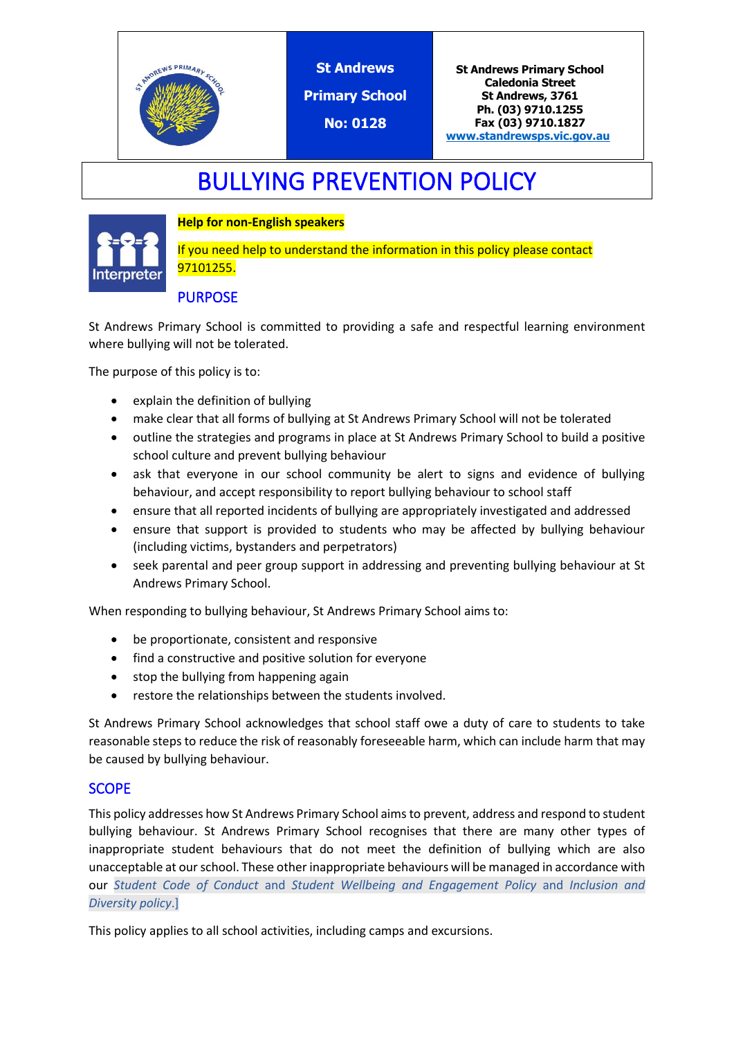St Andrews Primary School No: 0128

St Andrews Primary School
Caledonia Street
St Andrews, 3761
Ph. (03) 9710.1255
Fax (03) 9710.1827
www.standrewsps.vic.gov.au

# BULLYING PREVENTION POLICY

Interpreter

**Help for non-English speakers**

If you need help to understand the information in this policy please contact 97101255.

## PURPOSE

St Andrews Primary School is committed to providing a safe and respectful learning environment where bullying will not be tolerated.

The purpose of this policy is to:

- explain the definition of bullying
- make clear that all forms of bullying at St Andrews Primary School will not be tolerated
- outline the strategies and programs in place at St Andrews Primary School to build a positive school culture and prevent bullying behaviour
- ask that everyone in our school community be alert to signs and evidence of bullying behaviour, and accept responsibility to report bullying behaviour to school staff
- ensure that all reported incidents of bullying are appropriately investigated and addressed
- ensure that support is provided to students who may be affected by bullying behaviour (including victims, bystanders and perpetrators)
- seek parental and peer group support in addressing and preventing bullying behaviour at St Andrews Primary School.

When responding to bullying behaviour, St Andrews Primary School aims to:

- be proportionate, consistent and responsive
- find a constructive and positive solution for everyone
- stop the bullying from happening again
- restore the relationships between the students involved.

St Andrews Primary School acknowledges that school staff owe a duty of care to students to take reasonable steps to reduce the risk of reasonably foreseeable harm, which can include harm that may be caused by bullying behaviour.

## SCOPE

This policy addresses how St Andrews Primary School aims to prevent, address and respond to student bullying behaviour. St Andrews Primary School recognises that there are many other types of inappropriate student behaviours that do not meet the definition of bullying which are also unacceptable at our school. These other inappropriate behaviours will be managed in accordance with our *Student Code of Conduct* and *Student Wellbeing and Engagement Policy* and *Inclusion and Diversity policy*.]

This policy applies to all school activities, including camps and excursions.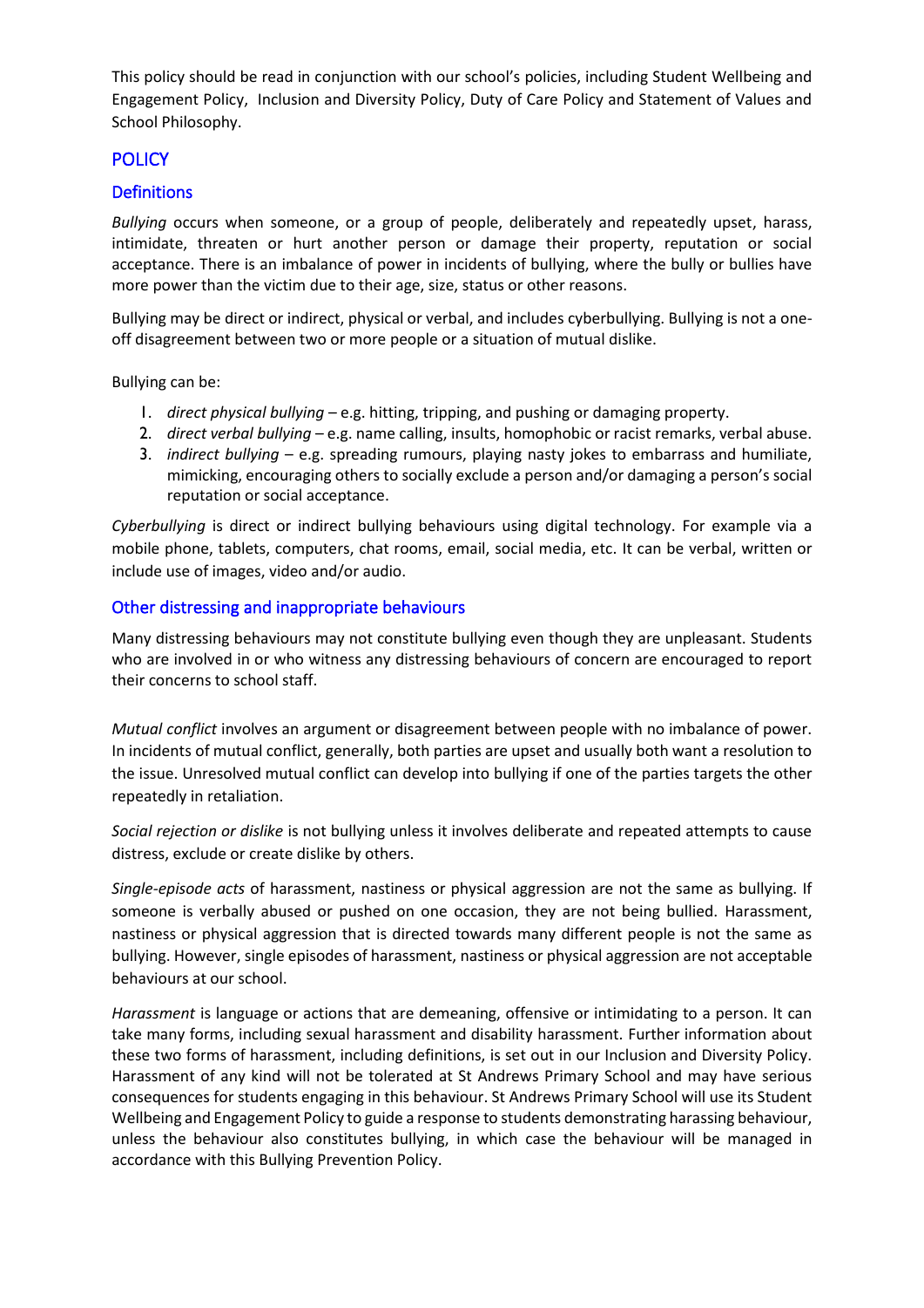This policy should be read in conjunction with our school's policies, including Student Wellbeing and Engagement Policy, Inclusion and Diversity Policy, Duty of Care Policy and Statement of Values and School Philosophy.

## POLICY

### Definitions

*Bullying* occurs when someone, or a group of people, deliberately and repeatedly upset, harass, intimidate, threaten or hurt another person or damage their property, reputation or social acceptance. There is an imbalance of power in incidents of bullying, where the bully or bullies have more power than the victim due to their age, size, status or other reasons.

Bullying may be direct or indirect, physical or verbal, and includes cyberbullying. Bullying is not a one-off disagreement between two or more people or a situation of mutual dislike.

Bullying can be:

1. *direct physical bullying* – e.g. hitting, tripping, and pushing or damaging property.
2. *direct verbal bullying* – e.g. name calling, insults, homophobic or racist remarks, verbal abuse.
3. *indirect bullying* – e.g. spreading rumours, playing nasty jokes to embarrass and humiliate, mimicking, encouraging others to socially exclude a person and/or damaging a person's social reputation or social acceptance.

*Cyberbullying* is direct or indirect bullying behaviours using digital technology. For example via a mobile phone, tablets, computers, chat rooms, email, social media, etc. It can be verbal, written or include use of images, video and/or audio.

### Other distressing and inappropriate behaviours

Many distressing behaviours may not constitute bullying even though they are unpleasant. Students who are involved in or who witness any distressing behaviours of concern are encouraged to report their concerns to school staff.

*Mutual conflict* involves an argument or disagreement between people with no imbalance of power. In incidents of mutual conflict, generally, both parties are upset and usually both want a resolution to the issue. Unresolved mutual conflict can develop into bullying if one of the parties targets the other repeatedly in retaliation.

*Social rejection or dislike* is not bullying unless it involves deliberate and repeated attempts to cause distress, exclude or create dislike by others.

*Single-episode acts* of harassment, nastiness or physical aggression are not the same as bullying. If someone is verbally abused or pushed on one occasion, they are not being bullied. Harassment, nastiness or physical aggression that is directed towards many different people is not the same as bullying. However, single episodes of harassment, nastiness or physical aggression are not acceptable behaviours at our school.

*Harassment* is language or actions that are demeaning, offensive or intimidating to a person. It can take many forms, including sexual harassment and disability harassment. Further information about these two forms of harassment, including definitions, is set out in our Inclusion and Diversity Policy. Harassment of any kind will not be tolerated at St Andrews Primary School and may have serious consequences for students engaging in this behaviour. St Andrews Primary School will use its Student Wellbeing and Engagement Policy to guide a response to students demonstrating harassing behaviour, unless the behaviour also constitutes bullying, in which case the behaviour will be managed in accordance with this Bullying Prevention Policy.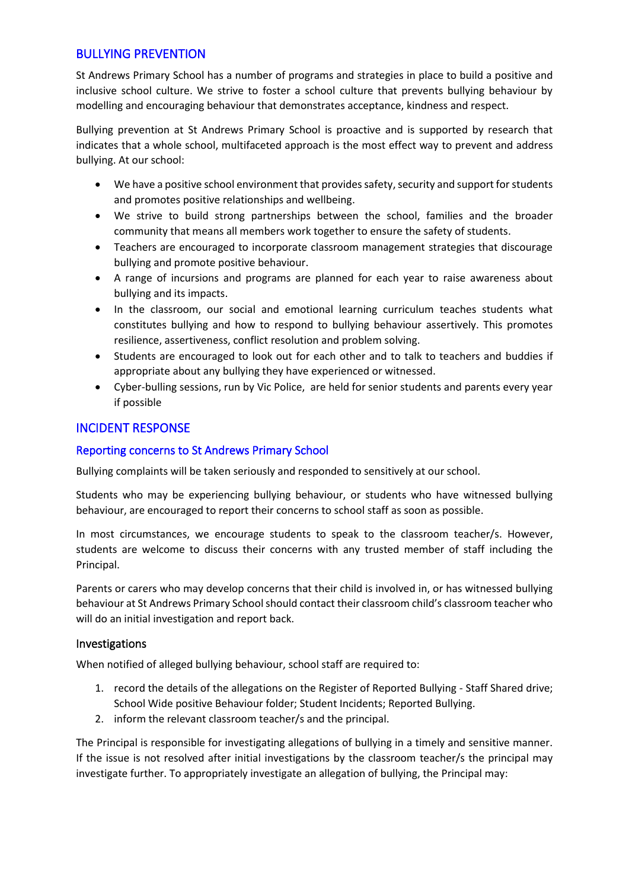## BULLYING PREVENTION

St Andrews Primary School has a number of programs and strategies in place to build a positive and inclusive school culture. We strive to foster a school culture that prevents bullying behaviour by modelling and encouraging behaviour that demonstrates acceptance, kindness and respect.

Bullying prevention at St Andrews Primary School is proactive and is supported by research that indicates that a whole school, multifaceted approach is the most effect way to prevent and address bullying. At our school:

- We have a positive school environment that provides safety, security and support for students and promotes positive relationships and wellbeing.
- We strive to build strong partnerships between the school, families and the broader community that means all members work together to ensure the safety of students.
- Teachers are encouraged to incorporate classroom management strategies that discourage bullying and promote positive behaviour.
- A range of incursions and programs are planned for each year to raise awareness about bullying and its impacts.
- In the classroom, our social and emotional learning curriculum teaches students what constitutes bullying and how to respond to bullying behaviour assertively. This promotes resilience, assertiveness, conflict resolution and problem solving.
- Students are encouraged to look out for each other and to talk to teachers and buddies if appropriate about any bullying they have experienced or witnessed.
- Cyber-bulling sessions, run by Vic Police, are held for senior students and parents every year if possible

## INCIDENT RESPONSE

### Reporting concerns to St Andrews Primary School

Bullying complaints will be taken seriously and responded to sensitively at our school.

Students who may be experiencing bullying behaviour, or students who have witnessed bullying behaviour, are encouraged to report their concerns to school staff as soon as possible.

In most circumstances, we encourage students to speak to the classroom teacher/s. However, students are welcome to discuss their concerns with any trusted member of staff including the Principal.

Parents or carers who may develop concerns that their child is involved in, or has witnessed bullying behaviour at St Andrews Primary School should contact their classroom child's classroom teacher who will do an initial investigation and report back.

### Investigations

When notified of alleged bullying behaviour, school staff are required to:

1. record the details of the allegations on the Register of Reported Bullying - Staff Shared drive; School Wide positive Behaviour folder; Student Incidents; Reported Bullying.
2. inform the relevant classroom teacher/s and the principal.

The Principal is responsible for investigating allegations of bullying in a timely and sensitive manner. If the issue is not resolved after initial investigations by the classroom teacher/s the principal may investigate further. To appropriately investigate an allegation of bullying, the Principal may: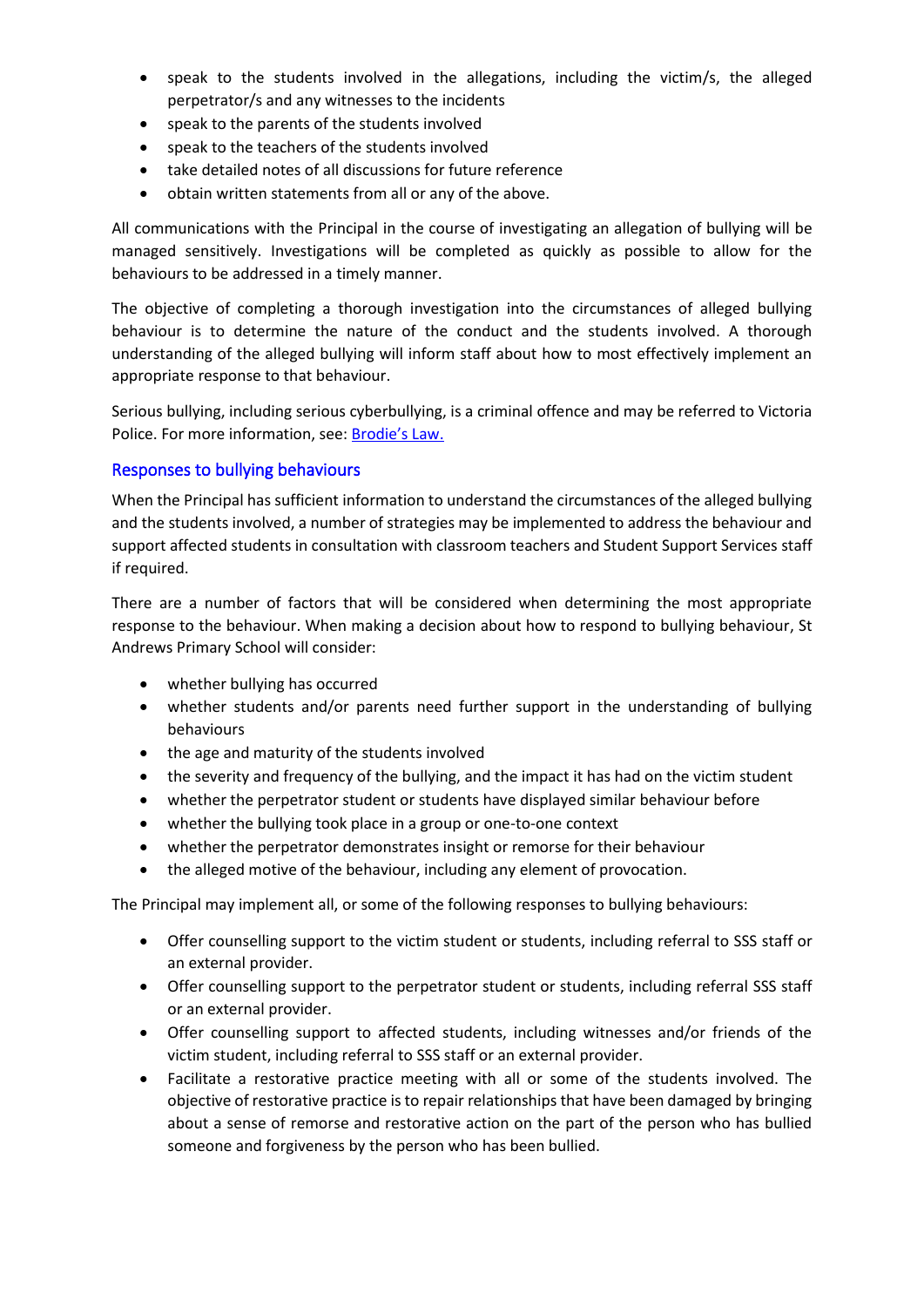- speak to the students involved in the allegations, including the victim/s, the alleged perpetrator/s and any witnesses to the incidents
- speak to the parents of the students involved
- speak to the teachers of the students involved
- take detailed notes of all discussions for future reference
- obtain written statements from all or any of the above.

All communications with the Principal in the course of investigating an allegation of bullying will be managed sensitively. Investigations will be completed as quickly as possible to allow for the behaviours to be addressed in a timely manner.

The objective of completing a thorough investigation into the circumstances of alleged bullying behaviour is to determine the nature of the conduct and the students involved. A thorough understanding of the alleged bullying will inform staff about how to most effectively implement an appropriate response to that behaviour.

Serious bullying, including serious cyberbullying, is a criminal offence and may be referred to Victoria Police. For more information, see: Brodie's Law.

## Responses to bullying behaviours

When the Principal has sufficient information to understand the circumstances of the alleged bullying and the students involved, a number of strategies may be implemented to address the behaviour and support affected students in consultation with classroom teachers and Student Support Services staff if required.

There are a number of factors that will be considered when determining the most appropriate response to the behaviour. When making a decision about how to respond to bullying behaviour, St Andrews Primary School will consider:

- whether bullying has occurred
- whether students and/or parents need further support in the understanding of bullying behaviours
- the age and maturity of the students involved
- the severity and frequency of the bullying, and the impact it has had on the victim student
- whether the perpetrator student or students have displayed similar behaviour before
- whether the bullying took place in a group or one-to-one context
- whether the perpetrator demonstrates insight or remorse for their behaviour
- the alleged motive of the behaviour, including any element of provocation.

The Principal may implement all, or some of the following responses to bullying behaviours:

- Offer counselling support to the victim student or students, including referral to SSS staff or an external provider.
- Offer counselling support to the perpetrator student or students, including referral SSS staff or an external provider.
- Offer counselling support to affected students, including witnesses and/or friends of the victim student, including referral to SSS staff or an external provider.
- Facilitate a restorative practice meeting with all or some of the students involved. The objective of restorative practice is to repair relationships that have been damaged by bringing about a sense of remorse and restorative action on the part of the person who has bullied someone and forgiveness by the person who has been bullied.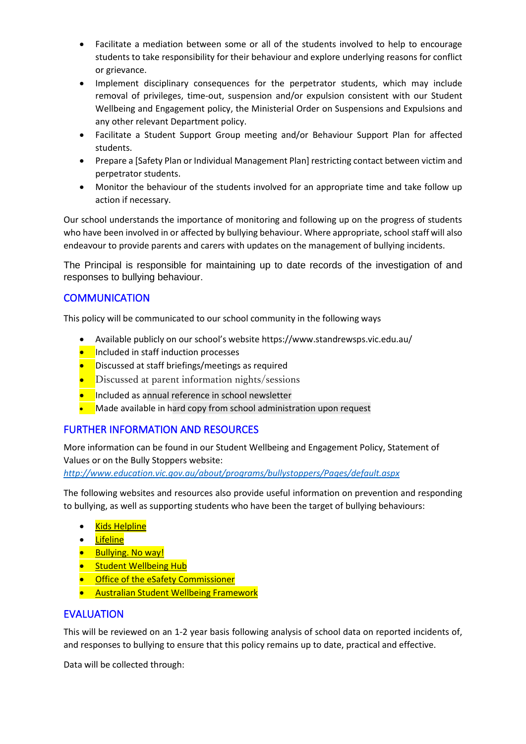- Facilitate a mediation between some or all of the students involved to help to encourage students to take responsibility for their behaviour and explore underlying reasons for conflict or grievance.
- Implement disciplinary consequences for the perpetrator students, which may include removal of privileges, time-out, suspension and/or expulsion consistent with our Student Wellbeing and Engagement policy, the Ministerial Order on Suspensions and Expulsions and any other relevant Department policy.
- Facilitate a Student Support Group meeting and/or Behaviour Support Plan for affected students.
- Prepare a [Safety Plan or Individual Management Plan] restricting contact between victim and perpetrator students.
- Monitor the behaviour of the students involved for an appropriate time and take follow up action if necessary.

Our school understands the importance of monitoring and following up on the progress of students who have been involved in or affected by bullying behaviour. Where appropriate, school staff will also endeavour to provide parents and carers with updates on the management of bullying incidents.

The Principal is responsible for maintaining up to date records of the investigation of and responses to bullying behaviour.

## COMMUNICATION

This policy will be communicated to our school community in the following ways

- Available publicly on our school's website https://www.standrewsps.vic.edu.au/
- Included in staff induction processes
- Discussed at staff briefings/meetings as required
- Discussed at parent information nights/sessions
- Included as annual reference in school newsletter
- Made available in hard copy from school administration upon request

## FURTHER INFORMATION AND RESOURCES

More information can be found in our Student Wellbeing and Engagement Policy, Statement of Values or on the Bully Stoppers website: *http://www.education.vic.gov.au/about/programs/bullystoppers/Pages/default.aspx*

The following websites and resources also provide useful information on prevention and responding to bullying, as well as supporting students who have been the target of bullying behaviours:

- Kids Helpline
- Lifeline
- Bullying. No way!
- Student Wellbeing Hub
- Office of the eSafety Commissioner
- Australian Student Wellbeing Framework

## EVALUATION

This will be reviewed on an 1-2 year basis following analysis of school data on reported incidents of, and responses to bullying to ensure that this policy remains up to date, practical and effective.

Data will be collected through: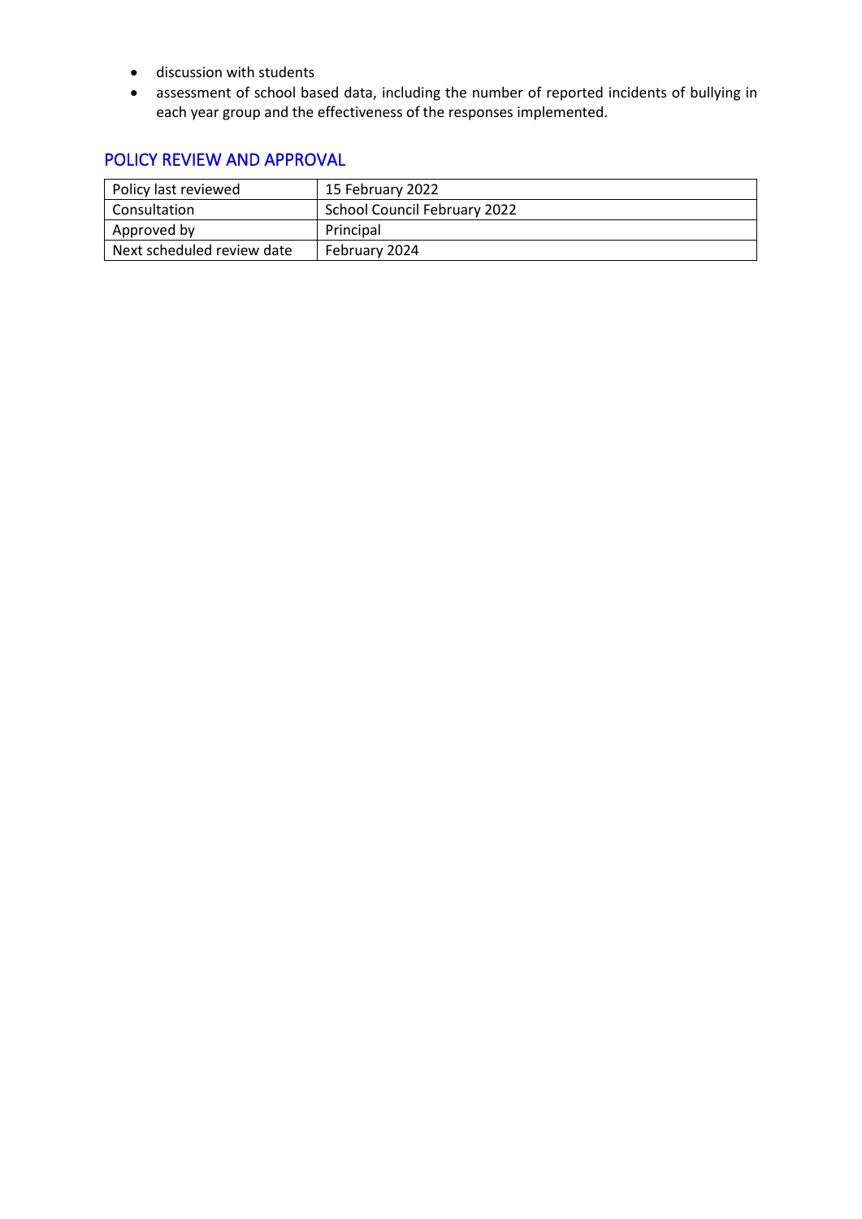- discussion with students
- assessment of school based data, including the number of reported incidents of bullying in each year group and the effectiveness of the responses implemented.

## POLICY REVIEW AND APPROVAL

| | |
|---|---|
| Policy last reviewed | 15 February 2022 |
| Consultation | School Council February 2022 |
| Approved by | Principal |
| Next scheduled review date | February 2024 |